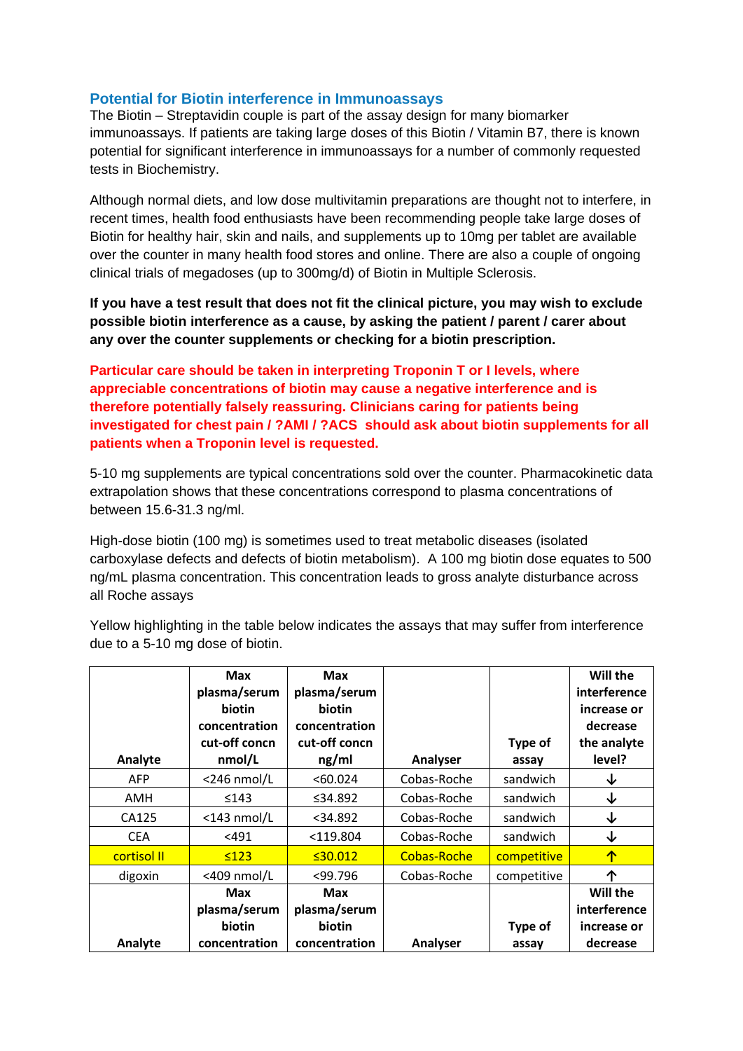## Potential for Biotin interference in Immunoassays

The Biotin – Streptavidin couple is part of the assay design for many biomarker immunoassays. If patients are taking large doses of this Biotin / Vitamin B7, there is known potential for significant interference in immunoassays for a number of commonly requested tests in Biochemistry.

Although normal diets, and low dose multivitamin preparations are thought not to interfere, in recent times, health food enthusiasts have been recommending people take large doses of Biotin for healthy hair, skin and nails, and supplements up to 10mg per tablet are available over the counter in many health food stores and online. There are also a couple of ongoing clinical trials of megadoses (up to 300mg/d) of Biotin in Multiple Sclerosis.

**If you have a test result that does not fit the clinical picture, you may wish to exclude possible biotin interference as a cause, by asking the patient / parent / carer about any over the counter supplements or checking for a biotin prescription.**

**Particular care should be taken in interpreting Troponin T or I levels, where appreciable concentrations of biotin may cause a negative interference and is therefore potentially falsely reassuring. Clinicians caring for patients being investigated for chest pain / ?AMI / ?ACS should ask about biotin supplements for all patients when a Troponin level is requested.**

5-10 mg supplements are typical concentrations sold over the counter. Pharmacokinetic data extrapolation shows that these concentrations correspond to plasma concentrations of between 15.6-31.3 ng/ml.

High-dose biotin (100 mg) is sometimes used to treat metabolic diseases (isolated carboxylase defects and defects of biotin metabolism). A 100 mg biotin dose equates to 500 ng/mL plasma concentration. This concentration leads to gross analyte disturbance across all Roche assays

Yellow highlighting in the table below indicates the assays that may suffer from interference due to a 5-10 mg dose of biotin.

| Analyte | Max plasma/serum biotin concentration cut-off concn nmol/L | Max plasma/serum biotin concentration cut-off concn ng/ml | Analyser | Type of assay | Will the interference increase or decrease the analyte level? |
|---|---|---|---|---|---|
| AFP | <246 nmol/L | <60.024 | Cobas-Roche | sandwich | ↓ |
| AMH | ≤143 | ≤34.892 | Cobas-Roche | sandwich | ↓ |
| CA125 | <143 nmol/L | <34.892 | Cobas-Roche | sandwich | ↓ |
| CEA | <491 | <119.804 | Cobas-Roche | sandwich | ↓ |
| cortisol II | ≤123 | ≤30.012 | Cobas-Roche | competitive | ↑ |
| digoxin | <409 nmol/L | <99.796 | Cobas-Roche | competitive | ↑ |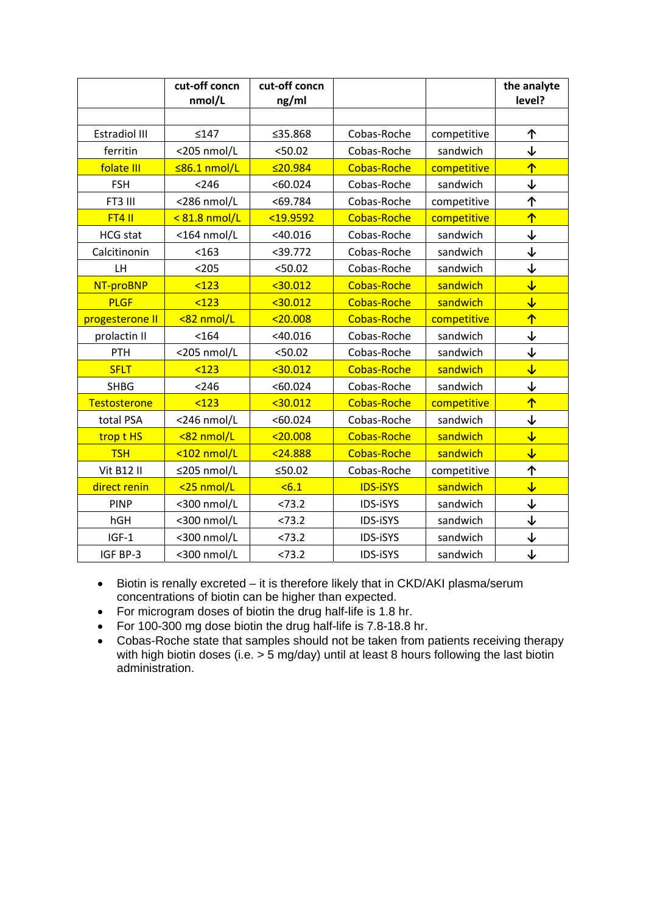| | cut-off concn nmol/L | cut-off concn ng/ml | | | the analyte level? |
|---|---|---|---|---|---|
| | | | | | |
| Estradiol III | ≤147 | ≤35.868 | Cobas-Roche | competitive | ↑ |
| ferritin | <205 nmol/L | <50.02 | Cobas-Roche | sandwich | ↓ |
| folate III | ≤86.1 nmol/L | ≤20.984 | Cobas-Roche | competitive | ↑ |
| FSH | <246 | <60.024 | Cobas-Roche | sandwich | ↓ |
| FT3 III | <286 nmol/L | <69.784 | Cobas-Roche | competitive | ↑ |
| FT4 II | < 81.8 nmol/L | <19.9592 | Cobas-Roche | competitive | ↑ |
| HCG stat | <164 nmol/L | <40.016 | Cobas-Roche | sandwich | ↓ |
| Calcitinonin | <163 | <39.772 | Cobas-Roche | sandwich | ↓ |
| LH | <205 | <50.02 | Cobas-Roche | sandwich | ↓ |
| NT-proBNP | <123 | <30.012 | Cobas-Roche | sandwich | ↓ |
| PLGF | <123 | <30.012 | Cobas-Roche | sandwich | ↓ |
| progesterone II | <82 nmol/L | <20.008 | Cobas-Roche | competitive | ↑ |
| prolactin II | <164 | <40.016 | Cobas-Roche | sandwich | ↓ |
| PTH | <205 nmol/L | <50.02 | Cobas-Roche | sandwich | ↓ |
| SFLT | <123 | <30.012 | Cobas-Roche | sandwich | ↓ |
| SHBG | <246 | <60.024 | Cobas-Roche | sandwich | ↓ |
| Testosterone | <123 | <30.012 | Cobas-Roche | competitive | ↑ |
| total PSA | <246 nmol/L | <60.024 | Cobas-Roche | sandwich | ↓ |
| trop t HS | <82 nmol/L | <20.008 | Cobas-Roche | sandwich | ↓ |
| TSH | <102 nmol/L | <24.888 | Cobas-Roche | sandwich | ↓ |
| Vit B12 II | ≤205 nmol/L | ≤50.02 | Cobas-Roche | competitive | ↑ |
| direct renin | <25 nmol/L | <6.1 | IDS-iSYS | sandwich | ↓ |
| PINP | <300 nmol/L | <73.2 | IDS-iSYS | sandwich | ↓ |
| hGH | <300 nmol/L | <73.2 | IDS-iSYS | sandwich | ↓ |
| IGF-1 | <300 nmol/L | <73.2 | IDS-iSYS | sandwich | ↓ |
| IGF BP-3 | <300 nmol/L | <73.2 | IDS-iSYS | sandwich | ↓ |

- Biotin is renally excreted – it is therefore likely that in CKD/AKI plasma/serum concentrations of biotin can be higher than expected.
- For microgram doses of biotin the drug half-life is 1.8 hr.
- For 100-300 mg dose biotin the drug half-life is 7.8-18.8 hr.
- Cobas-Roche state that samples should not be taken from patients receiving therapy with high biotin doses (i.e. > 5 mg/day) until at least 8 hours following the last biotin administration.